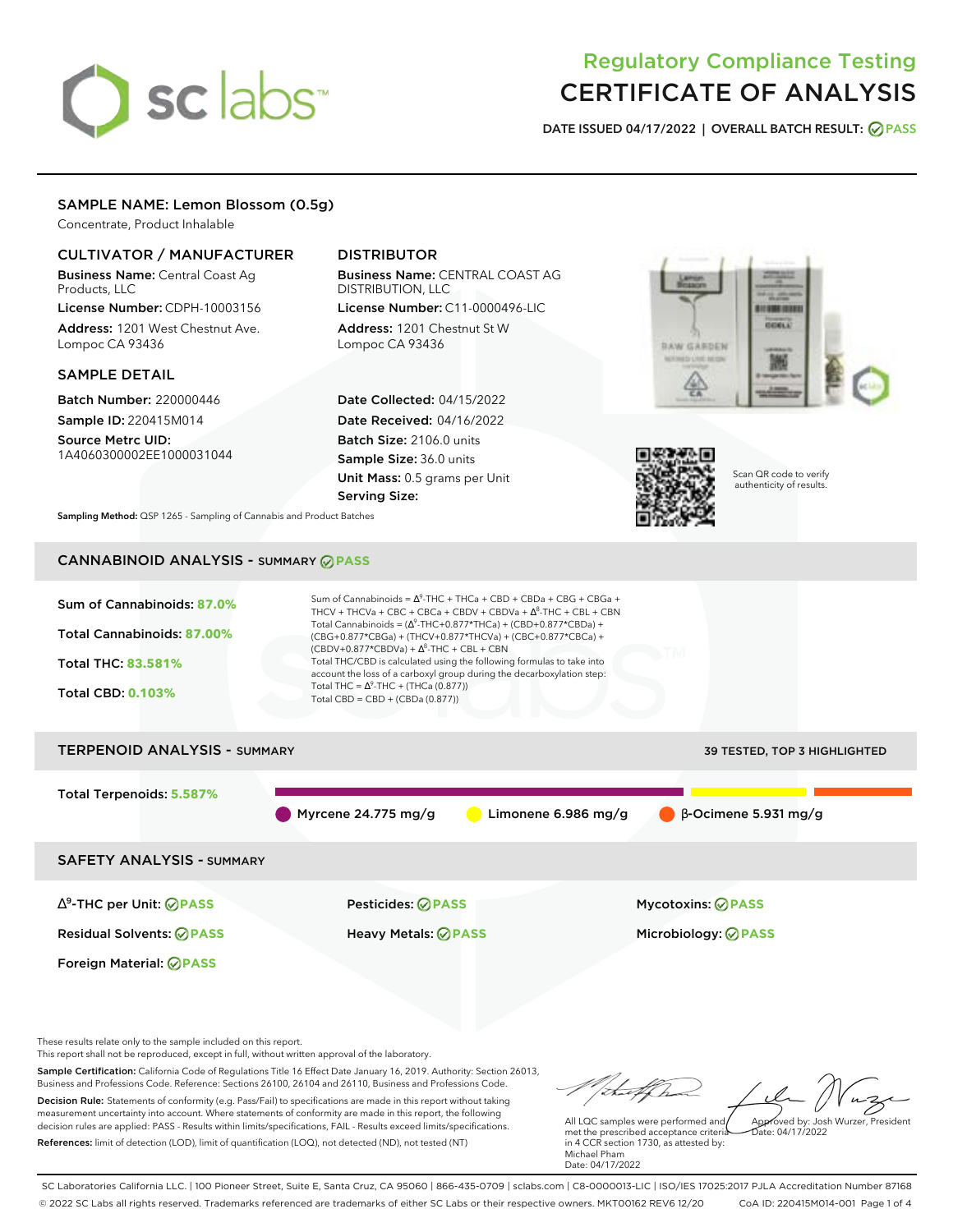# Regulatory Compliance Testing
# CERTIFICATE OF ANALYSIS

**DATE ISSUED 04/17/2022 | OVERALL BATCH RESULT: PASS**

## SAMPLE NAME: Lemon Blossom (0.5g)

Concentrate, Product Inhalable

### CULTIVATOR / MANUFACTURER

**Business Name:** Central Coast Ag Products, LLC

**License Number:** CDPH-10003156

**Address:** 1201 West Chestnut Ave. Lompoc CA 93436

### DISTRIBUTOR

**Business Name:** CENTRAL COAST AG DISTRIBUTION, LLC

**License Number:** C11-0000496-LIC

**Address:** 1201 Chestnut St W Lompoc CA 93436

### SAMPLE DETAIL

**Batch Number:** 220000446

**Sample ID:** 220415M014

**Source Metrc UID:** 1A4060300002EE1000031044

**Date Collected:** 04/15/2022

**Date Received:** 04/16/2022

**Batch Size:** 2106.0 units

**Sample Size:** 36.0 units

**Unit Mass:** 0.5 grams per Unit

**Serving Size:**

Scan QR code to verify authenticity of results.

**Sampling Method:** QSP 1265 - Sampling of Cannabis and Product Batches

## CANNABINOID ANALYSIS - SUMMARY PASS

**Sum of Cannabinoids:** 87.0%

**Total Cannabinoids:** 87.00%

**Total THC:** 83.581%

**Total CBD:** 0.103%

Sum of Cannabinoids = $\Delta^9$-THC + THCa + CBD + CBDa + CBG + CBGa + THCV + THCVa + CBC + CBCa + CBDV + CBDVa + $\Delta^8$-THC + CBL + CBN

Total Cannabinoids = ($\Delta^9$-THC+0.877*THCa) + (CBD+0.877*CBDa) + (CBG+0.877*CBGa) + (THCV+0.877*THCVa) + (CBC+0.877*CBCa) + (CBDV+0.877*CBDVa) + $\Delta^8$-THC + CBL + CBN

Total THC/CBD is calculated using the following formulas to take into account the loss of a carboxyl group during the decarboxylation step:

Total THC = $\Delta^9$-THC + (THCa (0.877))

Total CBD = CBD + (CBDa (0.877))

## TERPENOID ANALYSIS - SUMMARY

39 TESTED, TOP 3 HIGHLIGHTED

**Total Terpenoids:** 5.587%

Myrcene 24.775 mg/g | Limonene 6.986 mg/g | β-Ocimene 5.931 mg/g

## SAFETY ANALYSIS - SUMMARY

| | | |
|---|---|---|
| $\Delta^9$-THC per Unit: PASS | Pesticides: PASS | Mycotoxins: PASS |
| Residual Solvents: PASS | Heavy Metals: PASS | Microbiology: PASS |
| Foreign Material: PASS | | |

These results relate only to the sample included on this report.

This report shall not be reproduced, except in full, without written approval of the laboratory.

**Sample Certification:** California Code of Regulations Title 16 Effect Date January 16, 2019. Authority: Section 26013, Business and Professions Code. Reference: Sections 26100, 26104 and 26110, Business and Professions Code.

**Decision Rule:** Statements of conformity (e.g. Pass/Fail) to specifications are made in this report without taking measurement uncertainty into account. Where statements of conformity are made in this report, the following decision rules are applied: PASS - Results within limits/specifications, FAIL - Results exceed limits/specifications.

**References:** limit of detection (LOD), limit of quantification (LOQ), not detected (ND), not tested (NT)

All LQC samples were performed and met the prescribed acceptance criteria in 4 CCR section 1730, as attested by: Michael Pham
Date: 04/17/2022

Approved by: Josh Wurzer, President
Date: 04/17/2022

SC Laboratories California LLC. | 100 Pioneer Street, Suite E, Santa Cruz, CA 95060 | 866-435-0709 | sclabs.com | C8-0000013-LIC | ISO/IES 17025:2017 PJLA Accreditation Number 87168

© 2022 SC Labs all rights reserved. Trademarks referenced are trademarks of either SC Labs or their respective owners. MKT00162 REV6 12/20 CoA ID: 220415M014-001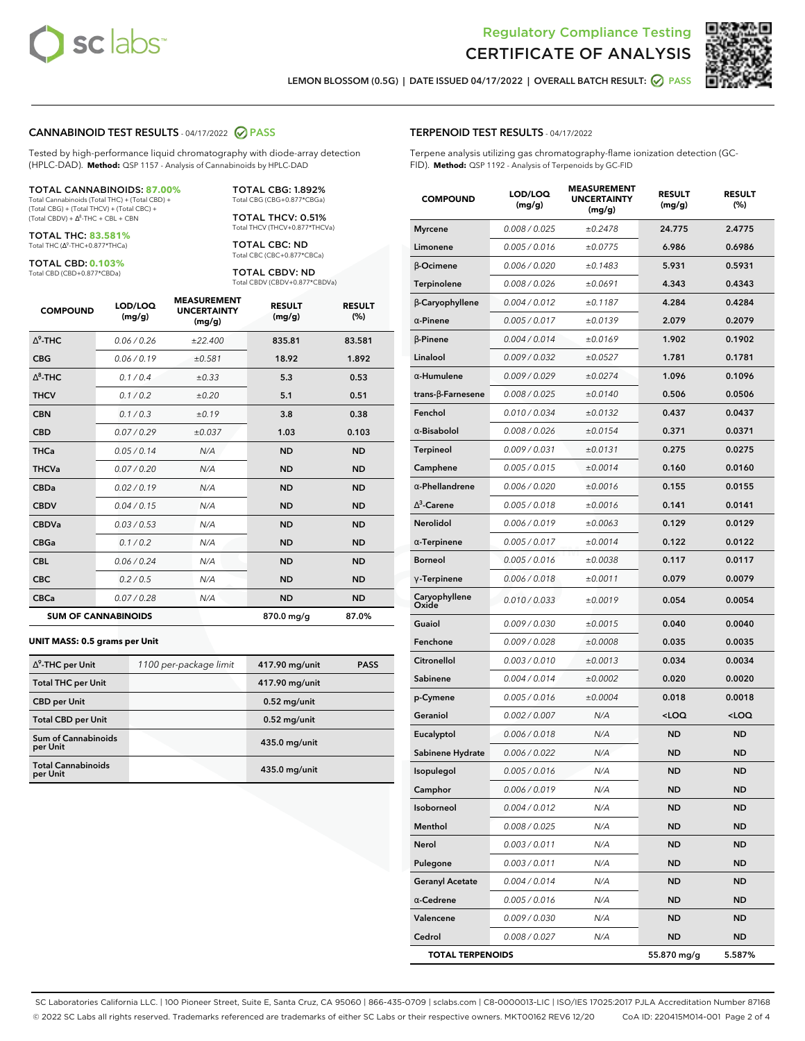Regulatory Compliance Testing
# CERTIFICATE OF ANALYSIS

LEMON BLOSSOM (0.5G) | DATE ISSUED 04/17/2022 | OVERALL BATCH RESULT: PASS

## CANNABINOID TEST RESULTS - 04/17/2022 PASS

Tested by high-performance liquid chromatography with diode-array detection (HPLC-DAD). **Method:** QSP 1157 - Analysis of Cannabinoids by HPLC-DAD

**TOTAL CANNABINOIDS: 87.00%**
Total Cannabinoids (Total THC) + (Total CBD) + (Total CBG) + (Total THCV) + (Total CBC) + (Total CBDV) + Δ⁸-THC + CBL + CBN

**TOTAL THC: 83.581%**
Total THC (Δ⁹-THC+0.877*THCa)

**TOTAL CBD: 0.103%**
Total CBD (CBD+0.877*CBDa)

**TOTAL CBG: 1.892%**
Total CBG (CBG+0.877*CBGa)

**TOTAL THCV: 0.51%**
Total THCV (THCV+0.877*THCVa)

**TOTAL CBC: ND**
Total CBC (CBC+0.877*CBCa)

**TOTAL CBDV: ND**
Total CBDV (CBDV+0.877*CBDVa)

| COMPOUND | LOD/LOQ (mg/g) | MEASUREMENT UNCERTAINTY (mg/g) | RESULT (mg/g) | RESULT (%) |
|---|---|---|---|---|
| Δ⁹-THC | 0.06 / 0.26 | ±22.400 | 835.81 | 83.581 |
| CBG | 0.06 / 0.19 | ±0.581 | 18.92 | 1.892 |
| Δ⁸-THC | 0.1 / 0.4 | ±0.33 | 5.3 | 0.53 |
| THCV | 0.1 / 0.2 | ±0.20 | 5.1 | 0.51 |
| CBN | 0.1 / 0.3 | ±0.19 | 3.8 | 0.38 |
| CBD | 0.07 / 0.29 | ±0.037 | 1.03 | 0.103 |
| THCa | 0.05 / 0.14 | N/A | ND | ND |
| THCVa | 0.07 / 0.20 | N/A | ND | ND |
| CBDa | 0.02 / 0.19 | N/A | ND | ND |
| CBDV | 0.04 / 0.15 | N/A | ND | ND |
| CBDVa | 0.03 / 0.53 | N/A | ND | ND |
| CBGa | 0.1 / 0.2 | N/A | ND | ND |
| CBL | 0.06 / 0.24 | N/A | ND | ND |
| CBC | 0.2 / 0.5 | N/A | ND | ND |
| CBCa | 0.07 / 0.28 | N/A | ND | ND |
| **SUM OF CANNABINOIDS** | | | 870.0 mg/g | 87.0% |

**UNIT MASS: 0.5 grams per Unit**

| | | | |
|---|---|---|---|
| Δ⁹-THC per Unit | 1100 per-package limit | 417.90 mg/unit | PASS |
| Total THC per Unit | | 417.90 mg/unit | |
| CBD per Unit | | 0.52 mg/unit | |
| Total CBD per Unit | | 0.52 mg/unit | |
| Sum of Cannabinoids per Unit | | 435.0 mg/unit | |
| Total Cannabinoids per Unit | | 435.0 mg/unit | |

## TERPENOID TEST RESULTS - 04/17/2022

Terpene analysis utilizing gas chromatography-flame ionization detection (GC-FID). **Method:** QSP 1192 - Analysis of Terpenoids by GC-FID

| COMPOUND | LOD/LOQ (mg/g) | MEASUREMENT UNCERTAINTY (mg/g) | RESULT (mg/g) | RESULT (%) |
|---|---|---|---|---|
| Myrcene | 0.008 / 0.025 | ±0.2478 | 24.775 | 2.4775 |
| Limonene | 0.005 / 0.016 | ±0.0775 | 6.986 | 0.6986 |
| β-Ocimene | 0.006 / 0.020 | ±0.1483 | 5.931 | 0.5931 |
| Terpinolene | 0.008 / 0.026 | ±0.0691 | 4.343 | 0.4343 |
| β-Caryophyllene | 0.004 / 0.012 | ±0.1187 | 4.284 | 0.4284 |
| α-Pinene | 0.005 / 0.017 | ±0.0139 | 2.079 | 0.2079 |
| β-Pinene | 0.004 / 0.014 | ±0.0169 | 1.902 | 0.1902 |
| Linalool | 0.009 / 0.032 | ±0.0527 | 1.781 | 0.1781 |
| α-Humulene | 0.009 / 0.029 | ±0.0274 | 1.096 | 0.1096 |
| trans-β-Farnesene | 0.008 / 0.025 | ±0.0140 | 0.506 | 0.0506 |
| Fenchol | 0.010 / 0.034 | ±0.0132 | 0.437 | 0.0437 |
| α-Bisabolol | 0.008 / 0.026 | ±0.0154 | 0.371 | 0.0371 |
| Terpineol | 0.009 / 0.031 | ±0.0131 | 0.275 | 0.0275 |
| Camphene | 0.005 / 0.015 | ±0.0014 | 0.160 | 0.0160 |
| α-Phellandrene | 0.006 / 0.020 | ±0.0016 | 0.155 | 0.0155 |
| Δ³-Carene | 0.005 / 0.018 | ±0.0016 | 0.141 | 0.0141 |
| Nerolidol | 0.006 / 0.019 | ±0.0063 | 0.129 | 0.0129 |
| α-Terpinene | 0.005 / 0.017 | ±0.0014 | 0.122 | 0.0122 |
| Borneol | 0.005 / 0.016 | ±0.0038 | 0.117 | 0.0117 |
| γ-Terpinene | 0.006 / 0.018 | ±0.0011 | 0.079 | 0.0079 |
| Caryophyllene Oxide | 0.010 / 0.033 | ±0.0019 | 0.054 | 0.0054 |
| Guaiol | 0.009 / 0.030 | ±0.0015 | 0.040 | 0.0040 |
| Fenchone | 0.009 / 0.028 | ±0.0008 | 0.035 | 0.0035 |
| Citronellol | 0.003 / 0.010 | ±0.0013 | 0.034 | 0.0034 |
| Sabinene | 0.004 / 0.014 | ±0.0002 | 0.020 | 0.0020 |
| p-Cymene | 0.005 / 0.016 | ±0.0004 | 0.018 | 0.0018 |
| Geraniol | 0.002 / 0.007 | N/A | <LOQ | <LOQ |
| Eucalyptol | 0.006 / 0.018 | N/A | ND | ND |
| Sabinene Hydrate | 0.006 / 0.022 | N/A | ND | ND |
| Isopulegol | 0.005 / 0.016 | N/A | ND | ND |
| Camphor | 0.006 / 0.019 | N/A | ND | ND |
| Isoborneol | 0.004 / 0.012 | N/A | ND | ND |
| Menthol | 0.008 / 0.025 | N/A | ND | ND |
| Nerol | 0.003 / 0.011 | N/A | ND | ND |
| Pulegone | 0.003 / 0.011 | N/A | ND | ND |
| Geranyl Acetate | 0.004 / 0.014 | N/A | ND | ND |
| α-Cedrene | 0.005 / 0.016 | N/A | ND | ND |
| Valencene | 0.009 / 0.030 | N/A | ND | ND |
| Cedrol | 0.008 / 0.027 | N/A | ND | ND |
| **TOTAL TERPENOIDS** | | | 55.870 mg/g | 5.587% |

SC Laboratories California LLC. | 100 Pioneer Street, Suite E, Santa Cruz, CA 95060 | 866-435-0709 | sclabs.com | C8-0000013-LIC | ISO/IES 17025:2017 PJLA Accreditation Number 87168
© 2022 SC Labs all rights reserved. Trademarks referenced are trademarks of either SC Labs or their respective owners. MKT00162 REV6 12/20 CoA ID: 220415M014-001